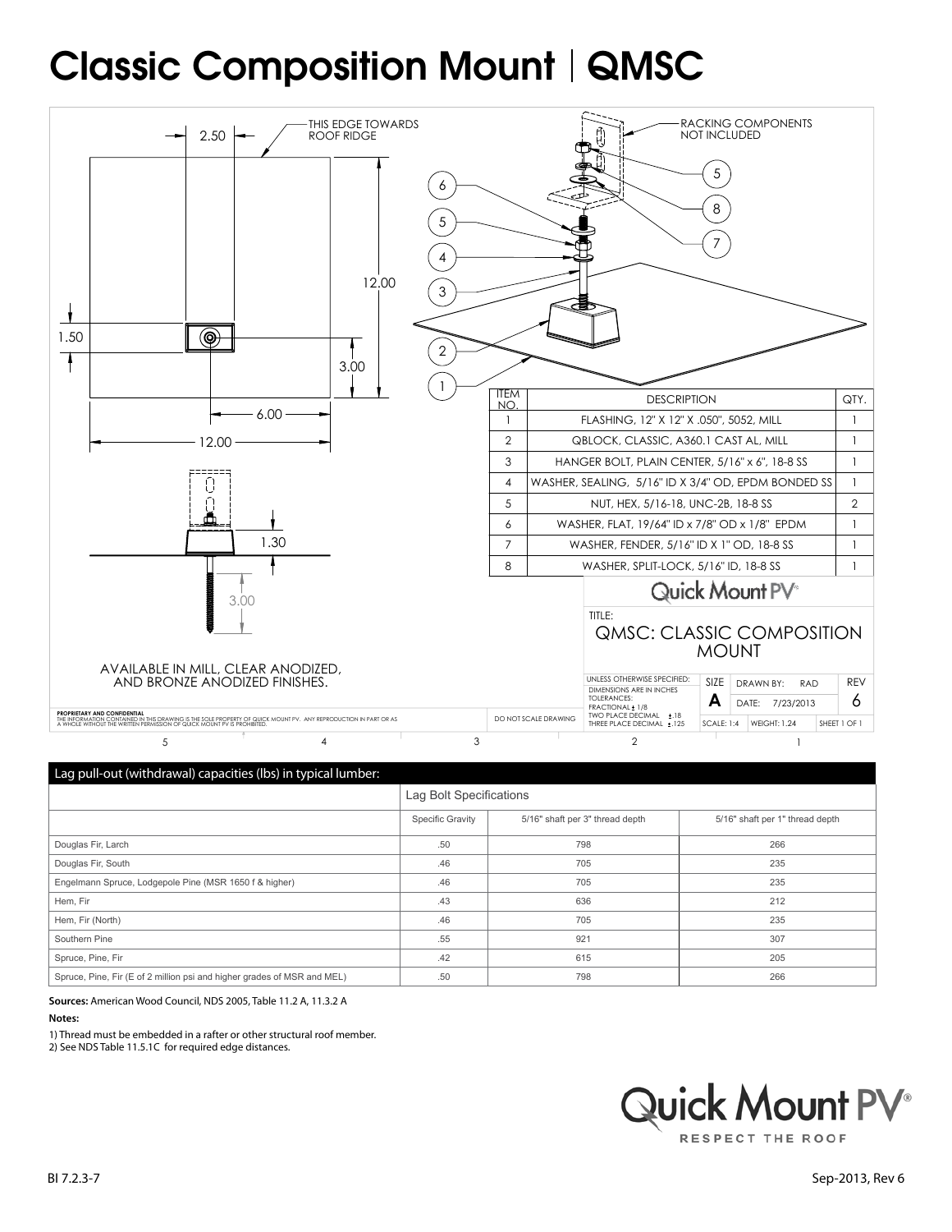# Classic Composition Mount | QMSC

THIS EDGE TOWARDS ROOF RIDGE

RACKING COMPONENTS NOT INCLUDED

2.50

12.00

1.50

3.00

6.00

12.00

1.30

3.00

AVAILABLE IN MILL, CLEAR ANODIZED, AND BRONZE ANODIZED FINISHES.

| ITEM NO. | DESCRIPTION | QTY. |
|---|---|---|
| 1 | FLASHING, 12" X 12" X .050", 5052, MILL | 1 |
| 2 | QBLOCK, CLASSIC, A360.1 CAST AL, MILL | 1 |
| 3 | HANGER BOLT, PLAIN CENTER, 5/16" x 6", 18-8 SS | 1 |
| 4 | WASHER, SEALING, 5/16" ID X 3/4" OD, EPDM BONDED SS | 1 |
| 5 | NUT, HEX, 5/16-18, UNC-2B, 18-8 SS | 2 |
| 6 | WASHER, FLAT, 19/64" ID x 7/8" OD x 1/8" EPDM | 1 |
| 7 | WASHER, FENDER, 5/16" ID X 1" OD, 18-8 SS | 1 |
| 8 | WASHER, SPLIT-LOCK, 5/16" ID, 18-8 SS | 1 |

Quick Mount PV®

TITLE: QMSC: CLASSIC COMPOSITION MOUNT

UNLESS OTHERWISE SPECIFIED: DIMENSIONS ARE IN INCHES TOLERANCES: FRACTIONAL ± 1/8 TWO PLACE DECIMAL ± .18 THREE PLACE DECIMAL ± .125

SIZE A | DRAWN BY: RAD | DATE: 7/23/2013 | REV 6

SCALE: 1:4 | WEIGHT: 1.24 | SHEET 1 OF 1

DO NOT SCALE DRAWING

PROPRIETARY AND CONFIDENTIAL
THE INFORMATION CONTAINED IN THIS DRAWING IS THE SOLE PROPERTY OF QUICK MOUNT PV. ANY REPRODUCTION IN PART OR AS A WHOLE WITHOUT THE WRITTEN PERMISSION OF QUICK MOUNT PV IS PROHIBITED.

## Lag pull-out (withdrawal) capacities (lbs) in typical lumber:

| | Lag Bolt Specifications | | |
|---|---|---|---|
| | Specific Gravity | 5/16" shaft per 3" thread depth | 5/16" shaft per 1" thread depth |
| Douglas Fir, Larch | .50 | 798 | 266 |
| Douglas Fir, South | .46 | 705 | 235 |
| Engelmann Spruce, Lodgepole Pine (MSR 1650 f & higher) | .46 | 705 | 235 |
| Hem, Fir | .43 | 636 | 212 |
| Hem, Fir (North) | .46 | 705 | 235 |
| Southern Pine | .55 | 921 | 307 |
| Spruce, Pine, Fir | .42 | 615 | 205 |
| Spruce, Pine, Fir (E of 2 million psi and higher grades of MSR and MEL) | .50 | 798 | 266 |

**Sources:** American Wood Council, NDS 2005, Table 11.2 A, 11.3.2 A

**Notes:**

1) Thread must be embedded in a rafter or other structural roof member.
2) See NDS Table 11.5.1C for required edge distances.

Quick Mount PV® RESPECT THE ROOF

BI 7.2.3-7

Sep-2013, Rev 6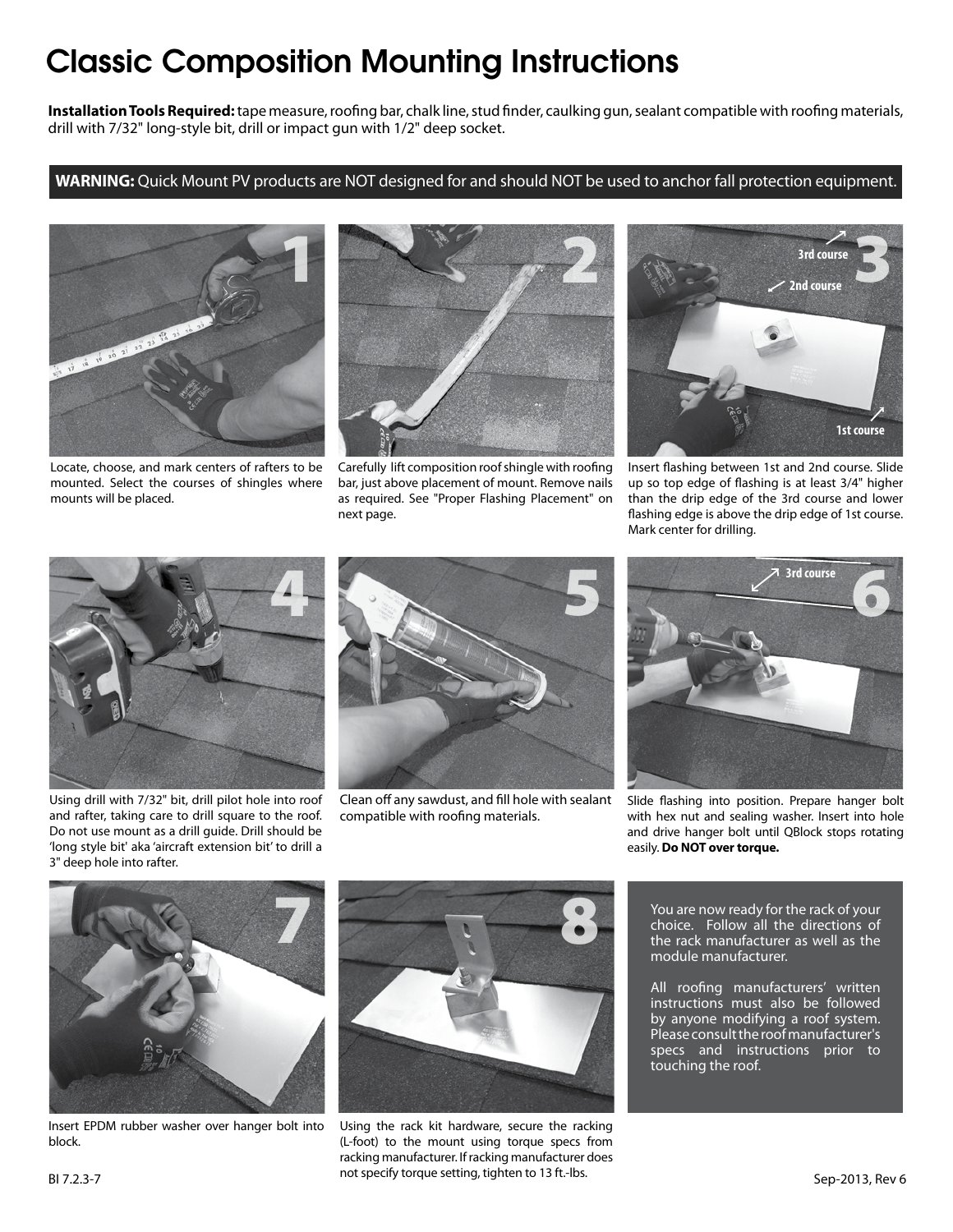# Classic Composition Mounting Instructions

**Installation Tools Required:** tape measure, roofing bar, chalk line, stud finder, caulking gun, sealant compatible with roofing materials, drill with 7/32" long-style bit, drill or impact gun with 1/2" deep socket.

**WARNING:** Quick Mount PV products are NOT designed for and should NOT be used to anchor fall protection equipment.

1. Locate, choose, and mark centers of rafters to be mounted. Select the courses of shingles where mounts will be placed.

2. Carefully lift composition roof shingle with roofing bar, just above placement of mount. Remove nails as required. See "Proper Flashing Placement" on next page.

3. Insert flashing between 1st and 2nd course. Slide up so top edge of flashing is at least 3/4" higher than the drip edge of the 3rd course and lower flashing edge is above the drip edge of 1st course. Mark center for drilling.

4. Using drill with 7/32" bit, drill pilot hole into roof and rafter, taking care to drill square to the roof. Do not use mount as a drill guide. Drill should be 'long style bit' aka 'aircraft extension bit' to drill a 3" deep hole into rafter.

5. Clean off any sawdust, and fill hole with sealant compatible with roofing materials.

6. Slide flashing into position. Prepare hanger bolt with hex nut and sealing washer. Insert into hole and drive hanger bolt until QBlock stops rotating easily. **Do NOT over torque.**

7. Insert EPDM rubber washer over hanger bolt into block.

8. Using the rack kit hardware, secure the racking (L-foot) to the mount using torque specs from racking manufacturer. If racking manufacturer does not specify torque setting, tighten to 13 ft.-lbs.

You are now ready for the rack of your choice. Follow all the directions of the rack manufacturer as well as the module manufacturer.

All roofing manufacturers' written instructions must also be followed by anyone modifying a roof system. Please consult the roof manufacturer's specs and instructions prior to touching the roof.

BI 7.2.3-7

Sep-2013, Rev 6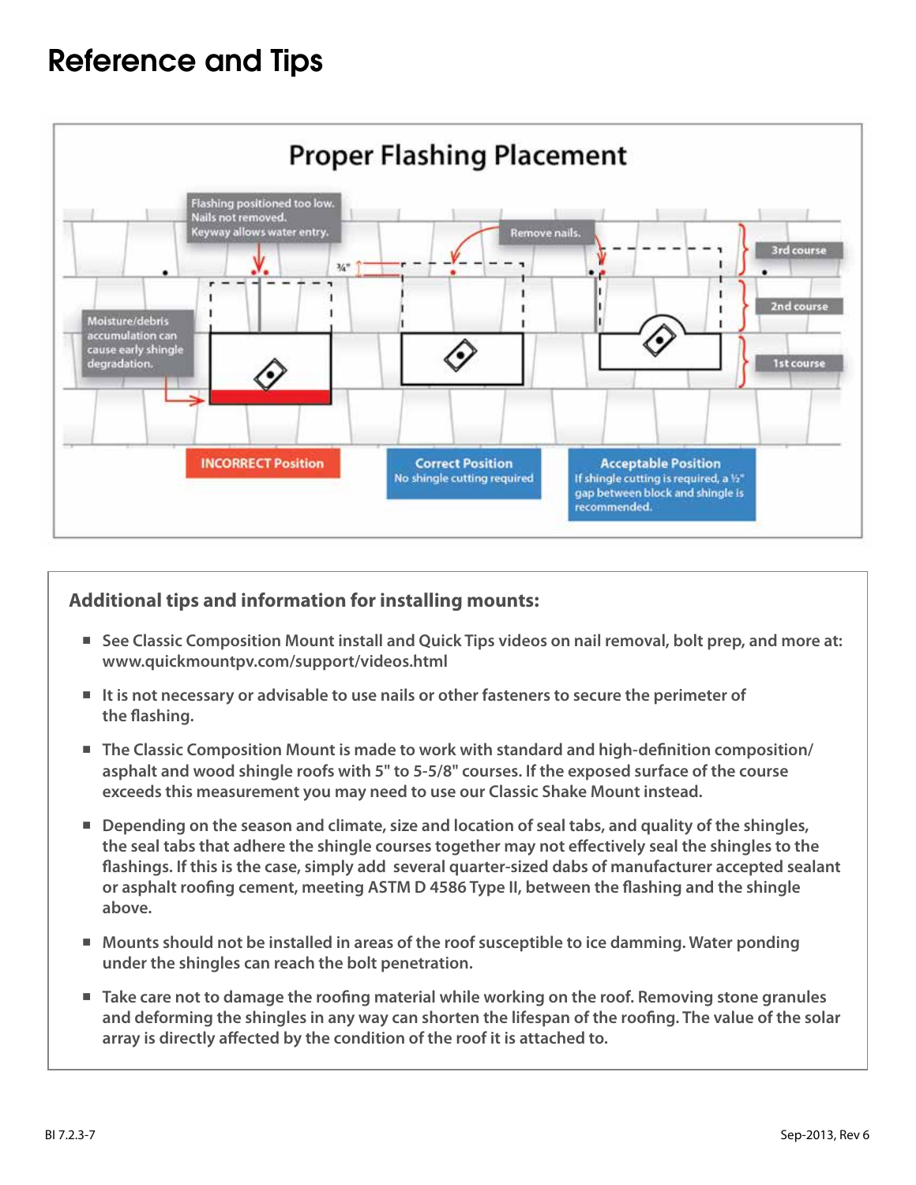# Reference and Tips

## Proper Flashing Placement

Flashing positioned too low.
Nails not removed.
Keyway allows water entry.

Remove nails.

¾"

3rd course

2nd course

1st course

Moisture/debris accumulation can cause early shingle degradation.

**INCORRECT Position**

**Correct Position**
No shingle cutting required

**Acceptable Position**
If shingle cutting is required, a ½" gap between block and shingle is recommended.

### Additional tips and information for installing mounts:

- See Classic Composition Mount install and Quick Tips videos on nail removal, bolt prep, and more at: www.quickmountpv.com/support/videos.html
- It is not necessary or advisable to use nails or other fasteners to secure the perimeter of the flashing.
- The Classic Composition Mount is made to work with standard and high-definition composition/asphalt and wood shingle roofs with 5" to 5-5/8" courses. If the exposed surface of the course exceeds this measurement you may need to use our Classic Shake Mount instead.
- Depending on the season and climate, size and location of seal tabs, and quality of the shingles, the seal tabs that adhere the shingle courses together may not effectively seal the shingles to the flashings. If this is the case, simply add several quarter-sized dabs of manufacturer accepted sealant or asphalt roofing cement, meeting ASTM D 4586 Type II, between the flashing and the shingle above.
- Mounts should not be installed in areas of the roof susceptible to ice damming. Water ponding under the shingles can reach the bolt penetration.
- Take care not to damage the roofing material while working on the roof. Removing stone granules and deforming the shingles in any way can shorten the lifespan of the roofing. The value of the solar array is directly affected by the condition of the roof it is attached to.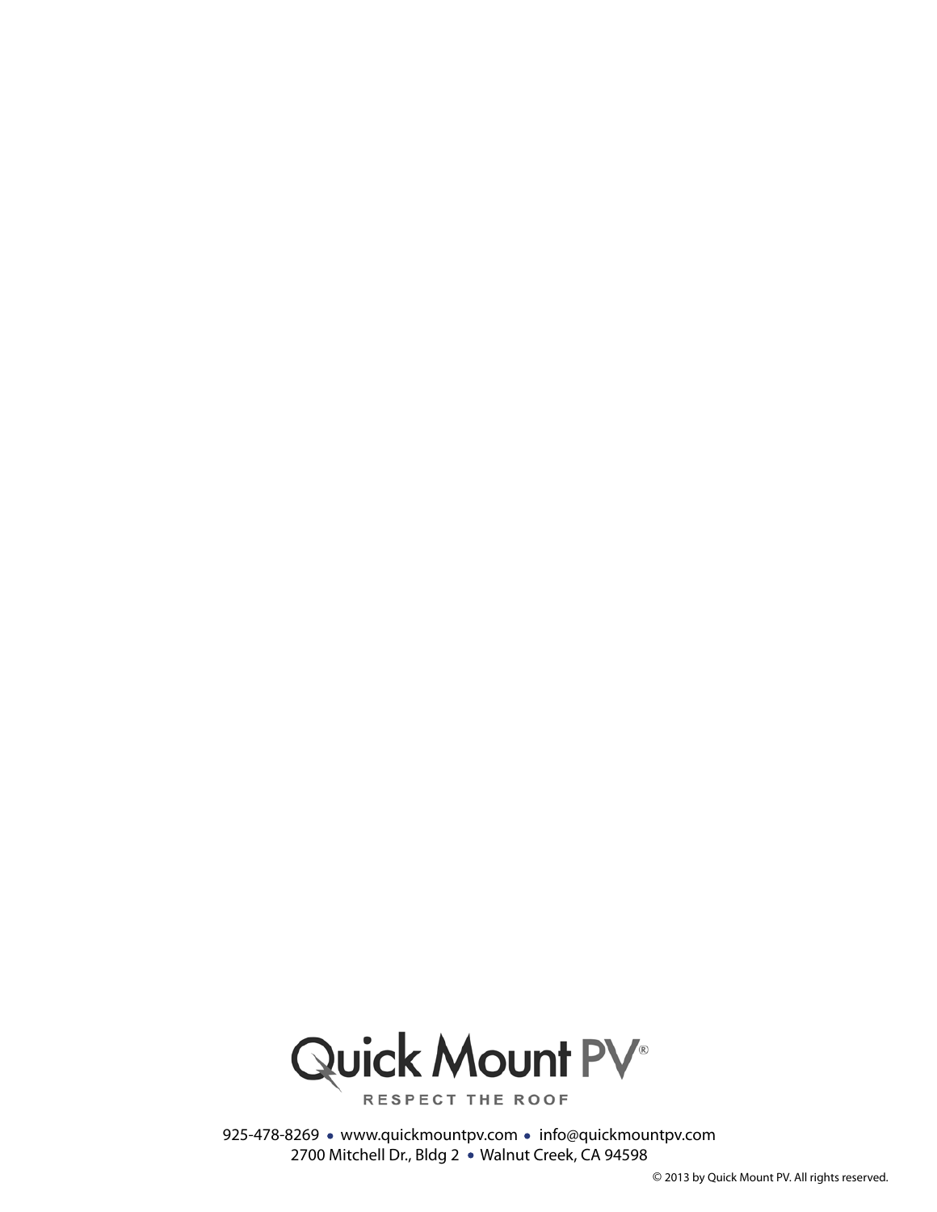Quick Mount PV®

RESPECT THE ROOF

925-478-8269 • www.quickmountpv.com • info@quickmountpv.com
2700 Mitchell Dr., Bldg 2 • Walnut Creek, CA 94598

© 2013 by Quick Mount PV. All rights reserved.